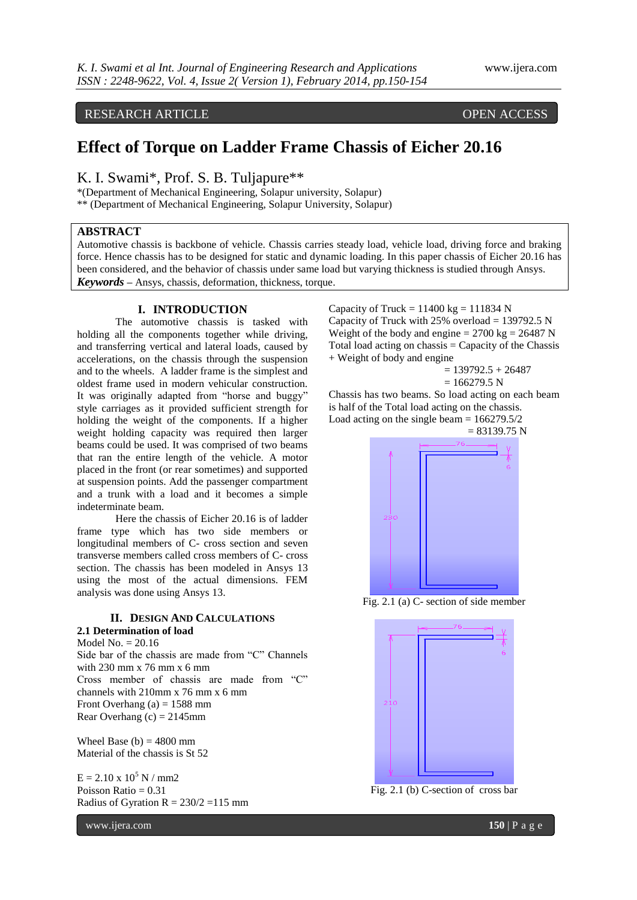# Effect of Torque on Ladder Frame Chassis of Eicher 20.16

K. I. Swami*, Prof. S. B. Tuljapure**

*(Department of Mechanical Engineering, Solapur university, Solapur)
** (Department of Mechanical Engineering, Solapur University, Solapur)

RESEARCH ARTICLE | OPEN ACCESS

## ABSTRACT

Automotive chassis is backbone of vehicle. Chassis carries steady load, vehicle load, driving force and braking force. Hence chassis has to be designed for static and dynamic loading. In this paper chassis of Eicher 20.16 has been considered, and the behavior of chassis under same load but varying thickness is studied through Ansys.

***Keywords*** – Ansys, chassis, deformation, thickness, torque.

## I. INTRODUCTION

The automotive chassis is tasked with holding all the components together while driving, and transferring vertical and lateral loads, caused by accelerations, on the chassis through the suspension and to the wheels. A ladder frame is the simplest and oldest frame used in modern vehicular construction. It was originally adapted from "horse and buggy" style carriages as it provided sufficient strength for holding the weight of the components. If a higher weight holding capacity was required then larger beams could be used. It was comprised of two beams that ran the entire length of the vehicle. A motor placed in the front (or rear sometimes) and supported at suspension points. Add the passenger compartment and a trunk with a load and it becomes a simple indeterminate beam.

Here the chassis of Eicher 20.16 is of ladder frame type which has two side members or longitudinal members of C- cross section and seven transverse members called cross members of C- cross section. The chassis has been modeled in Ansys 13 using the most of the actual dimensions. FEM analysis was done using Ansys 13.

## II. DESIGN AND CALCULATIONS

### 2.1 Determination of load

Model No. = 20.16

Side bar of the chassis are made from "C" Channels with 230 mm x 76 mm x 6 mm

Cross member of chassis are made from "C" channels with 210mm x 76 mm x 6 mm

Front Overhang (a) = 1588 mm

Rear Overhang (c) = 2145mm

Wheel Base (b) = 4800 mm

Material of the chassis is St 52

$E = 2.10 \times 10^5$ N / mm2

Poisson Ratio = 0.31

Radius of Gyration R = 230/2 =115 mm

Capacity of Truck = 11400 kg = 111834 N

Capacity of Truck with 25% overload = 139792.5 N

Weight of the body and engine = 2700 kg = 26487 N

Total load acting on chassis = Capacity of the Chassis + Weight of body and engine

= 139792.5 + 26487

= 166279.5 N

Chassis has two beams. So load acting on each beam is half of the Total load acting on the chassis.

Load acting on the single beam = 166279.5/2

= 83139.75 N

76
6
230

Fig. 2.1 (a) C- section of side member

76
6
210

Fig. 2.1 (b) C-section of cross bar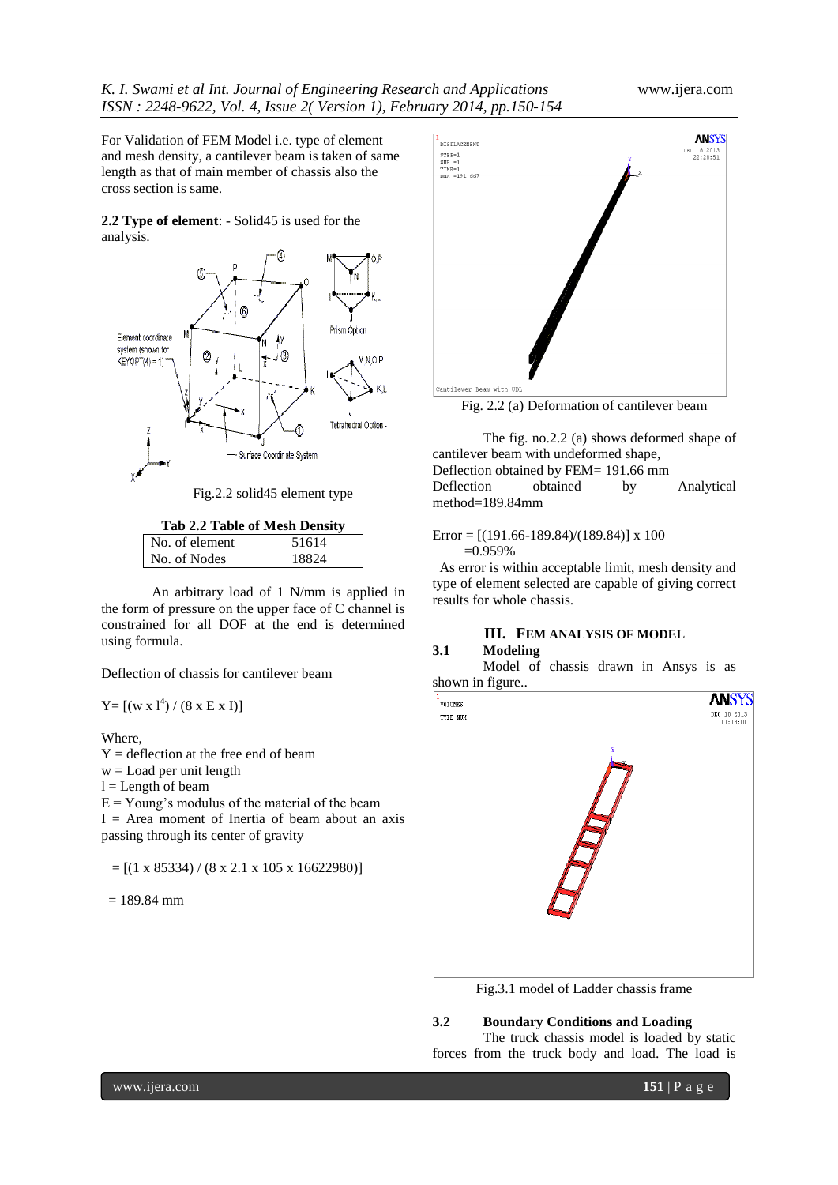For Validation of FEM Model i.e. type of element and mesh density, a cantilever beam is taken of same length as that of main member of chassis also the cross section is same.

**2.2 Type of element**: - Solid45 is used for the analysis.

Fig.2.2 solid45 element type

**Tab 2.2 Table of Mesh Density**

| | |
|---|---|
| No. of element | 51614 |
| No. of Nodes | 18824 |

An arbitrary load of 1 N/mm is applied in the form of pressure on the upper face of C channel is constrained for all DOF at the end is determined using formula.

Deflection of chassis for cantilever beam

$Y = [(w \times l^4) / (8 \times E \times I)]$

Where,
Y = deflection at the free end of beam
w = Load per unit length
l = Length of beam
E = Young's modulus of the material of the beam
I = Area moment of Inertia of beam about an axis passing through its center of gravity

$= [(1 \times 85334) / (8 \times 2.1 \times 105 \times 16622980)]$

$= 189.84$ mm

Fig. 2.2 (a) Deformation of cantilever beam

The fig. no.2.2 (a) shows deformed shape of cantilever beam with undeformed shape,
Deflection obtained by FEM= 191.66 mm
Deflection obtained by Analytical method=189.84mm

Error = [(191.66-189.84)/(189.84)] x 100
=0.959%

As error is within acceptable limit, mesh density and type of element selected are capable of giving correct results for whole chassis.

## III. FEM ANALYSIS OF MODEL

### 3.1 Modeling

Model of chassis drawn in Ansys is as shown in figure..

Fig.3.1 model of Ladder chassis frame

### 3.2 Boundary Conditions and Loading

The truck chassis model is loaded by static forces from the truck body and load. The load is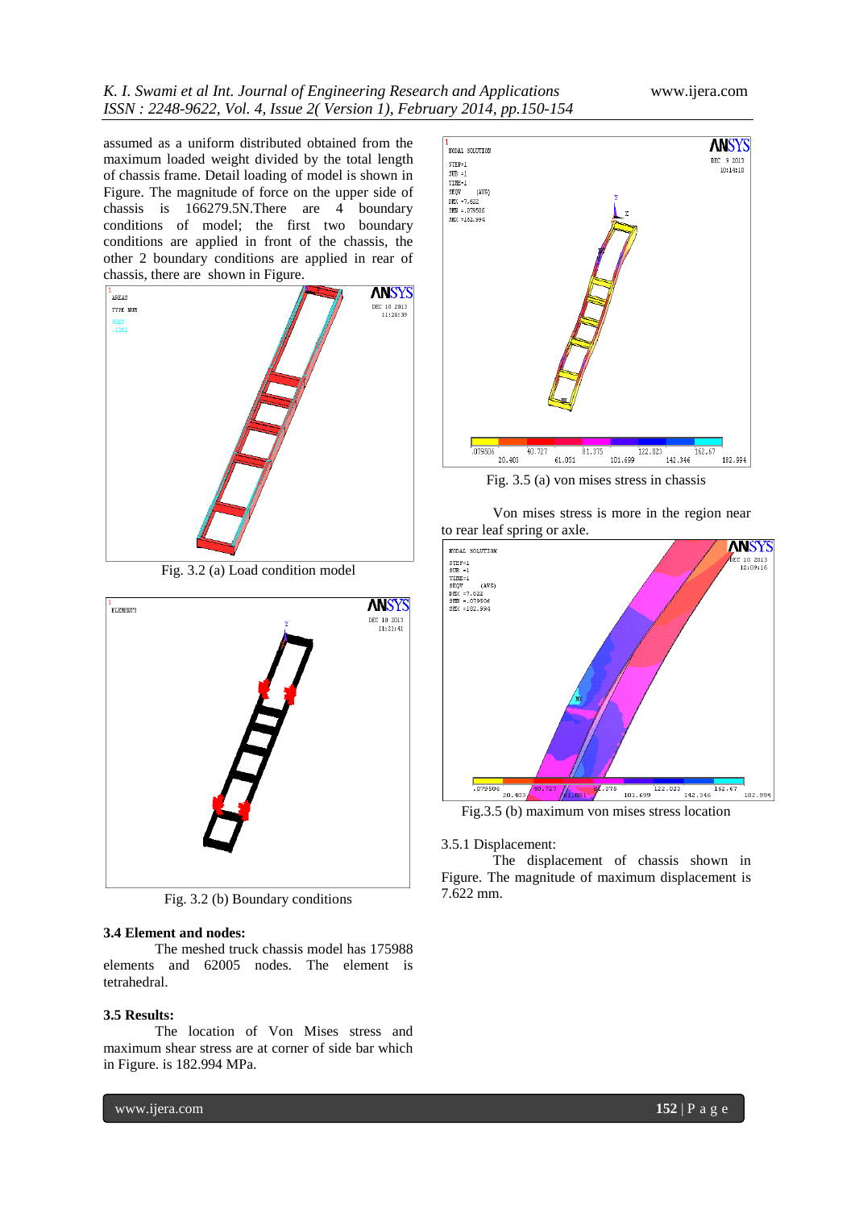assumed as a uniform distributed obtained from the maximum loaded weight divided by the total length of chassis frame. Detail loading of model is shown in Figure. The magnitude of force on the upper side of chassis is 166279.5N.There are 4 boundary conditions of model; the first two boundary conditions are applied in front of the chassis, the other 2 boundary conditions are applied in rear of chassis, there are shown in Figure.

AREAS
TYPE NUM
PRES
.1262
ANSYS
DEC 10 2013
11:26:39

Fig. 3.2 (a) Load condition model

ELEMENTS
ANSYS
DEC 10 2013
11:21:41

Fig. 3.2 (b) Boundary conditions

**3.4 Element and nodes:**

The meshed truck chassis model has 175988 elements and 62005 nodes. The element is tetrahedral.

**3.5 Results:**

The location of Von Mises stress and maximum shear stress are at corner of side bar which in Figure. is 182.994 MPa.

NODAL SOLUTION
STEP=1
SUB =1
TIME=1
SEQV (AVG)
DMX =7.622
SMN =.079506
SMX =182.994
ANSYS
DEC 9 2013
10:14:10

.079506 20.403 40.727 61.051 81.375 101.699 122.023 142.346 162.67 182.994

Fig. 3.5 (a) von mises stress in chassis

Von mises stress is more in the region near to rear leaf spring or axle.

NODAL SOLUTION
STEP=1
SUB =1
TIME=1
SEQV (AVG)
DMX =7.622
SMN =.079506
SMX =182.994
ANSYS
DEC 10 2013
12:09:16

.079506 20.403 40.727 61.051 81.375 101.699 122.023 142.346 162.67 182.994

Fig.3.5 (b) maximum von mises stress location

3.5.1 Displacement:

The displacement of chassis shown in Figure. The magnitude of maximum displacement is 7.622 mm.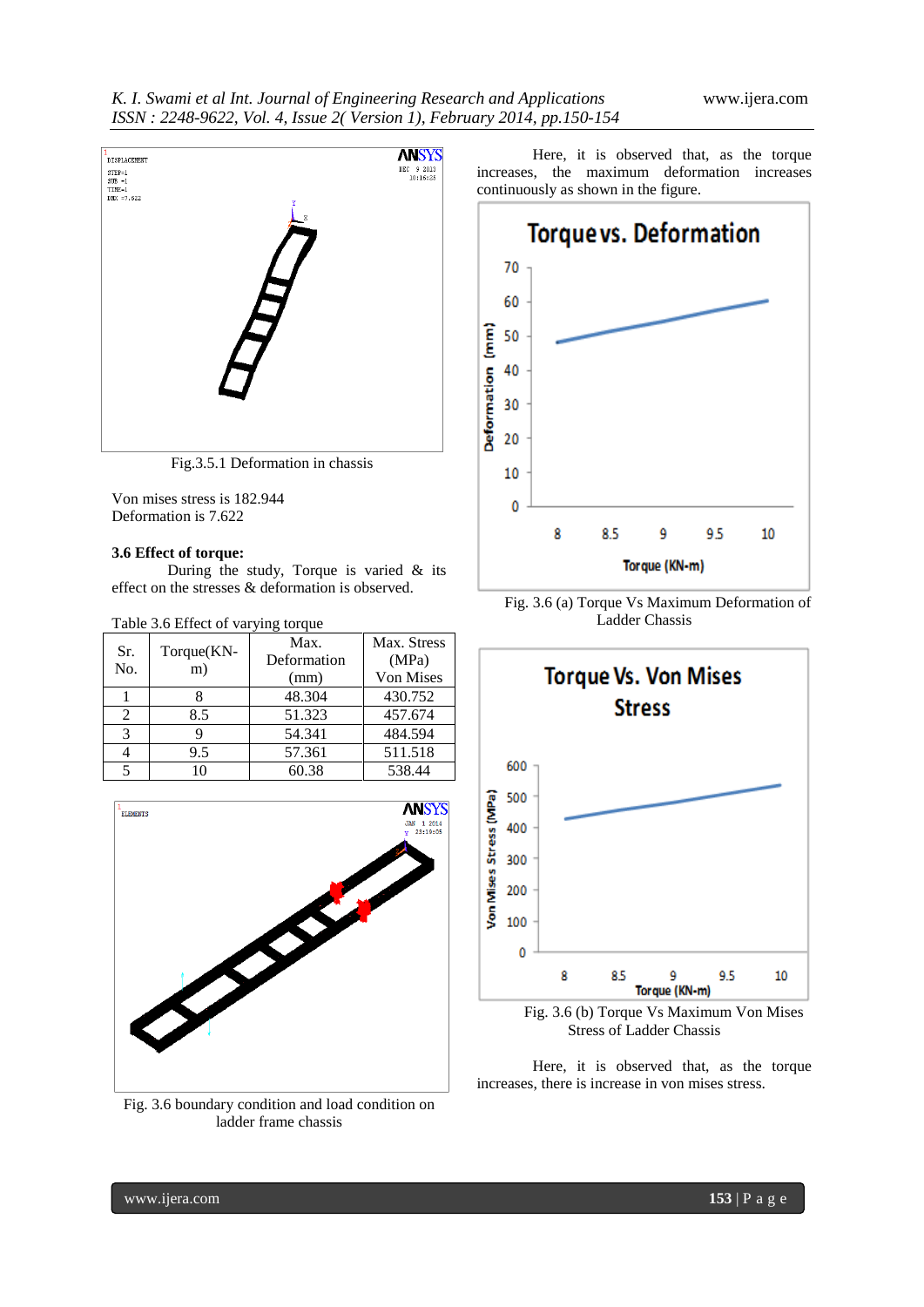Fig.3.5.1 Deformation in chassis

Von mises stress is 182.944
Deformation is 7.622

**3.6 Effect of torque:**

During the study, Torque is varied & its effect on the stresses & deformation is observed.

Table 3.6 Effect of varying torque

| Sr. No. | Torque(KN-m) | Max. Deformation (mm) | Max. Stress (MPa) Von Mises |
|---|---|---|---|
| 1 | 8 | 48.304 | 430.752 |
| 2 | 8.5 | 51.323 | 457.674 |
| 3 | 9 | 54.341 | 484.594 |
| 4 | 9.5 | 57.361 | 511.518 |
| 5 | 10 | 60.38 | 538.44 |

Fig. 3.6 boundary condition and load condition on ladder frame chassis

Here, it is observed that, as the torque increases, the maximum deformation increases continuously as shown in the figure.

Torque vs. Deformation

Deformation (mm)

70
60
50
40
30
20
10
0

8 8.5 9 9.5 10

Torque (KN-m)

Fig. 3.6 (a) Torque Vs Maximum Deformation of Ladder Chassis

Torque Vs. Von Mises Stress

Von Mises Stress (MPa)

600
500
400
300
200
100
0

8 8.5 9 9.5 10

Torque (KN-m)

Fig. 3.6 (b) Torque Vs Maximum Von Mises Stress of Ladder Chassis

Here, it is observed that, as the torque increases, there is increase in von mises stress.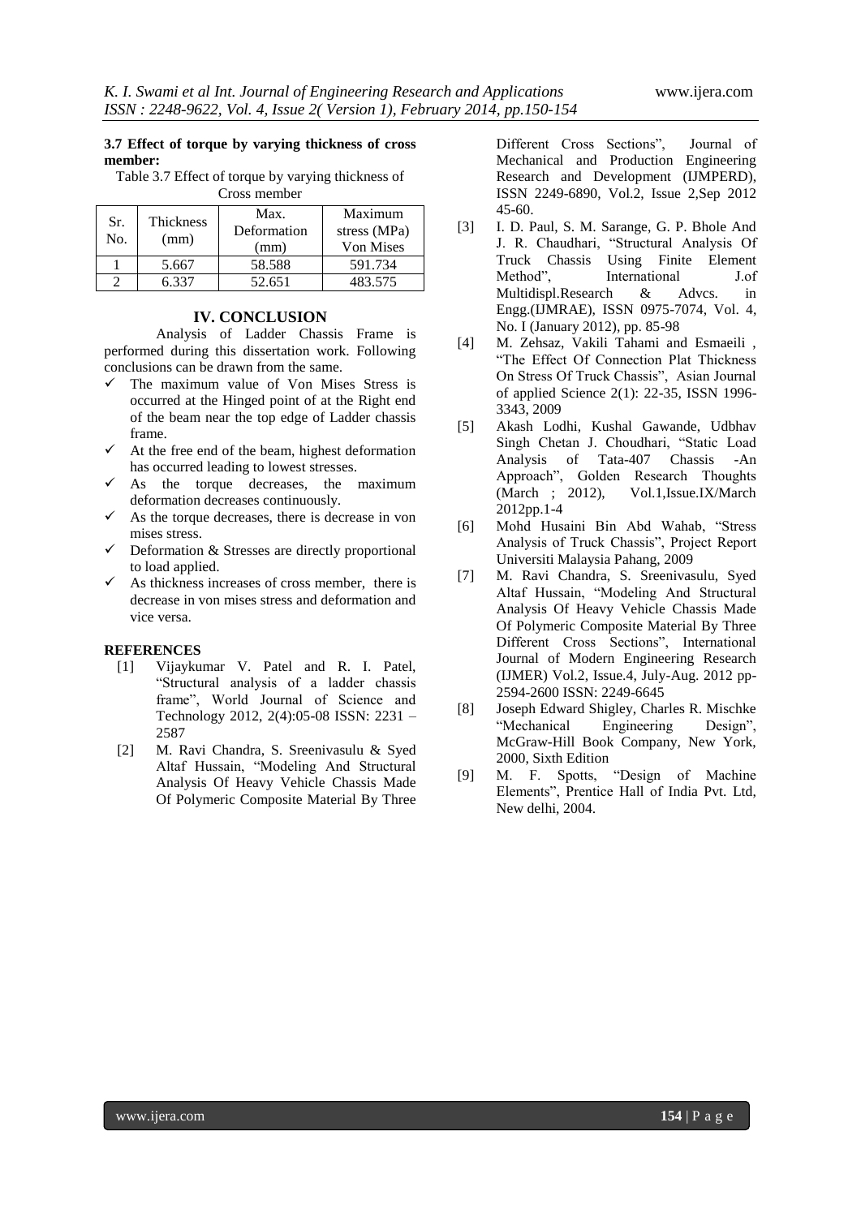**3.7 Effect of torque by varying thickness of cross member:**

Table 3.7 Effect of torque by varying thickness of Cross member

| Sr. No. | Thickness (mm) | Max. Deformation (mm) | Maximum stress (MPa) Von Mises |
|---|---|---|---|
| 1 | 5.667 | 58.588 | 591.734 |
| 2 | 6.337 | 52.651 | 483.575 |

## IV. CONCLUSION

Analysis of Ladder Chassis Frame is performed during this dissertation work. Following conclusions can be drawn from the same.

- ✓ The maximum value of Von Mises Stress is occurred at the Hinged point of at the Right end of the beam near the top edge of Ladder chassis frame.
- ✓ At the free end of the beam, highest deformation has occurred leading to lowest stresses.
- ✓ As the torque decreases, the maximum deformation decreases continuously.
- ✓ As the torque decreases, there is decrease in von mises stress.
- ✓ Deformation & Stresses are directly proportional to load applied.
- ✓ As thickness increases of cross member, there is decrease in von mises stress and deformation and vice versa.

**REFERENCES**

[1] Vijaykumar V. Patel and R. I. Patel, "Structural analysis of a ladder chassis frame", World Journal of Science and Technology 2012, 2(4):05-08 ISSN: 2231 – 2587

[2] M. Ravi Chandra, S. Sreenivasulu & Syed Altaf Hussain, "Modeling And Structural Analysis Of Heavy Vehicle Chassis Made Of Polymeric Composite Material By Three Different Cross Sections", Journal of Mechanical and Production Engineering Research and Development (IJMPERD), ISSN 2249-6890, Vol.2, Issue 2,Sep 2012 45-60.

[3] I. D. Paul, S. M. Sarange, G. P. Bhole And J. R. Chaudhari, "Structural Analysis Of Truck Chassis Using Finite Element Method", International J.of Multidispl.Research & Advcs. in Engg.(IJMRAE), ISSN 0975-7074, Vol. 4, No. I (January 2012), pp. 85-98

[4] M. Zehsaz, Vakili Tahami and Esmaeili , "The Effect Of Connection Plat Thickness On Stress Of Truck Chassis", Asian Journal of applied Science 2(1): 22-35, ISSN 1996-3343, 2009

[5] Akash Lodhi, Kushal Gawande, Udbhav Singh Chetan J. Choudhari, "Static Load Analysis of Tata-407 Chassis -An Approach", Golden Research Thoughts (March ; 2012), Vol.1,Issue.IX/March 2012pp.1-4

[6] Mohd Husaini Bin Abd Wahab, "Stress Analysis of Truck Chassis", Project Report Universiti Malaysia Pahang, 2009

[7] M. Ravi Chandra, S. Sreenivasulu, Syed Altaf Hussain, "Modeling And Structural Analysis Of Heavy Vehicle Chassis Made Of Polymeric Composite Material By Three Different Cross Sections", International Journal of Modern Engineering Research (IJMER) Vol.2, Issue.4, July-Aug. 2012 pp-2594-2600 ISSN: 2249-6645

[8] Joseph Edward Shigley, Charles R. Mischke "Mechanical Engineering Design", McGraw-Hill Book Company, New York, 2000, Sixth Edition

[9] M. F. Spotts, "Design of Machine Elements", Prentice Hall of India Pvt. Ltd, New delhi, 2004.